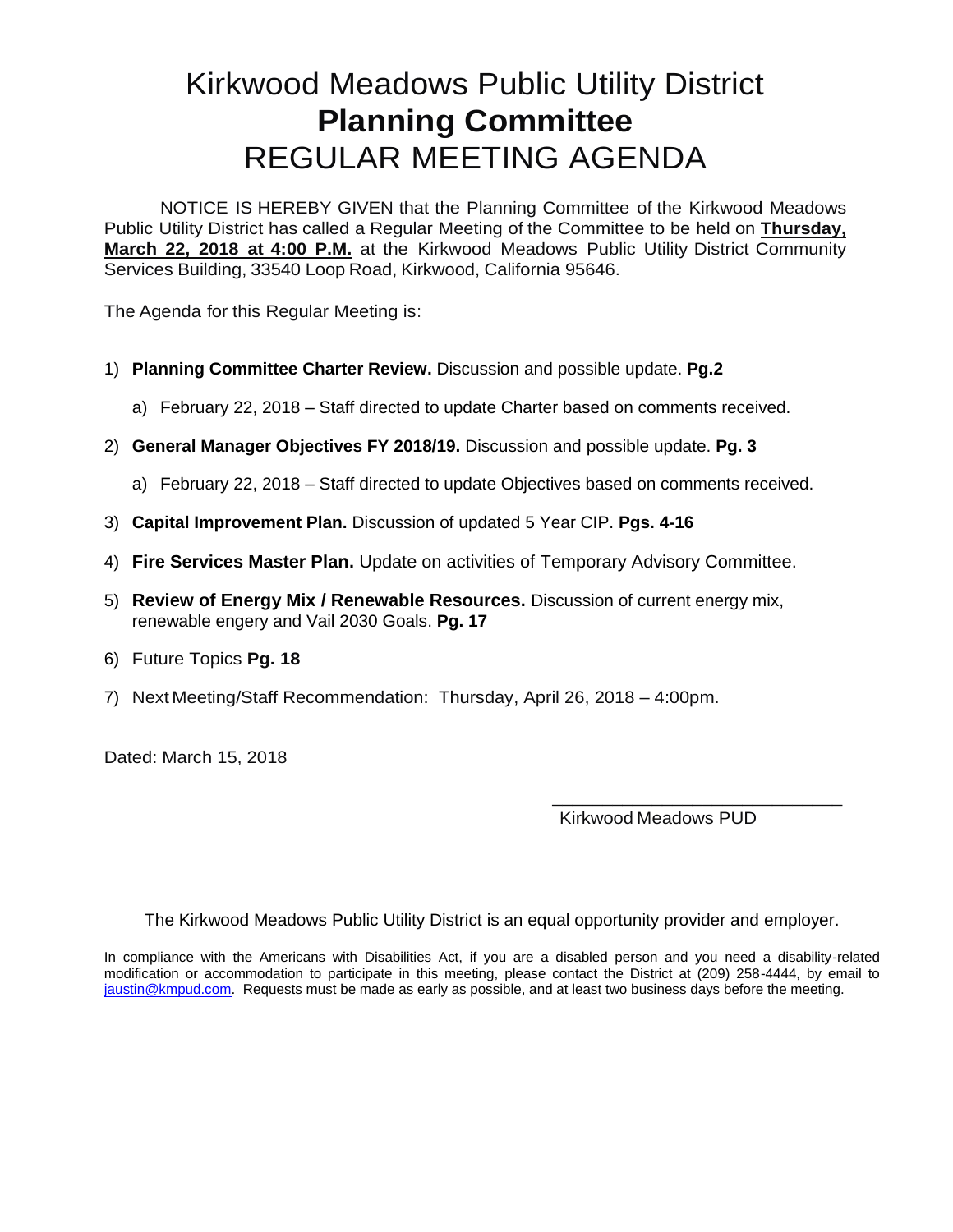# Kirkwood Meadows Public Utility District
# **Planning Committee**
# REGULAR MEETING AGENDA

NOTICE IS HEREBY GIVEN that the Planning Committee of the Kirkwood Meadows Public Utility District has called a Regular Meeting of the Committee to be held on **Thursday, March 22, 2018 at 4:00 P.M.** at the Kirkwood Meadows Public Utility District Community Services Building, 33540 Loop Road, Kirkwood, California 95646.

The Agenda for this Regular Meeting is:

1) **Planning Committee Charter Review.** Discussion and possible update. **Pg.2**
   a) February 22, 2018 – Staff directed to update Charter based on comments received.
2) **General Manager Objectives FY 2018/19.** Discussion and possible update. **Pg. 3**
   a) February 22, 2018 – Staff directed to update Objectives based on comments received.
3) **Capital Improvement Plan.** Discussion of updated 5 Year CIP. **Pgs. 4-16**
4) **Fire Services Master Plan.** Update on activities of Temporary Advisory Committee.
5) **Review of Energy Mix / Renewable Resources.** Discussion of current energy mix, renewable engery and Vail 2030 Goals. **Pg. 17**
6) Future Topics **Pg. 18**
7) Next Meeting/Staff Recommendation: Thursday, April 26, 2018 – 4:00pm.

Dated: March 15, 2018

______________________________
Kirkwood Meadows PUD

The Kirkwood Meadows Public Utility District is an equal opportunity provider and employer.

In compliance with the Americans with Disabilities Act, if you are a disabled person and you need a disability-related modification or accommodation to participate in this meeting, please contact the District at (209) 258-4444, by email to jaustin@kmpud.com. Requests must be made as early as possible, and at least two business days before the meeting.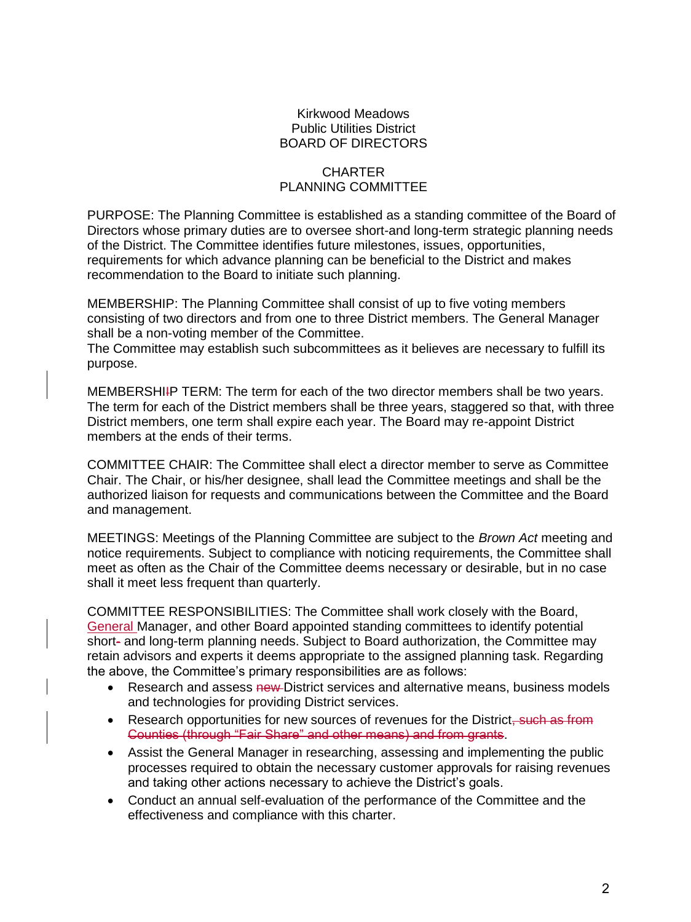Kirkwood Meadows
Public Utilities District
BOARD OF DIRECTORS

CHARTER
PLANNING COMMITTEE

PURPOSE: The Planning Committee is established as a standing committee of the Board of Directors whose primary duties are to oversee short-and long-term strategic planning needs of the District. The Committee identifies future milestones, issues, opportunities, requirements for which advance planning can be beneficial to the District and makes recommendation to the Board to initiate such planning.

MEMBERSHIP: The Planning Committee shall consist of up to five voting members consisting of two directors and from one to three District members. The General Manager shall be a non-voting member of the Committee.
The Committee may establish such subcommittees as it believes are necessary to fulfill its purpose.

MEMBERSHIP TERM: The term for each of the two director members shall be two years. The term for each of the District members shall be three years, staggered so that, with three District members, one term shall expire each year. The Board may re-appoint District members at the ends of their terms.

COMMITTEE CHAIR: The Committee shall elect a director member to serve as Committee Chair. The Chair, or his/her designee, shall lead the Committee meetings and shall be the authorized liaison for requests and communications between the Committee and the Board and management.

MEETINGS: Meetings of the Planning Committee are subject to the *Brown Act* meeting and notice requirements. Subject to compliance with noticing requirements, the Committee shall meet as often as the Chair of the Committee deems necessary or desirable, but in no case shall it meet less frequent than quarterly.

COMMITTEE RESPONSIBILITIES: The Committee shall work closely with the Board, General Manager, and other Board appointed standing committees to identify potential short- and long-term planning needs. Subject to Board authorization, the Committee may retain advisors and experts it deems appropriate to the assigned planning task. Regarding the above, the Committee's primary responsibilities are as follows:

- Research and assess ~~new~~ District services and alternative means, business models and technologies for providing District services.
- Research opportunities for new sources of revenues for the District~~, such as from Counties (through "Fair Share" and other means) and from grants~~.
- Assist the General Manager in researching, assessing and implementing the public processes required to obtain the necessary customer approvals for raising revenues and taking other actions necessary to achieve the District's goals.
- Conduct an annual self-evaluation of the performance of the Committee and the effectiveness and compliance with this charter.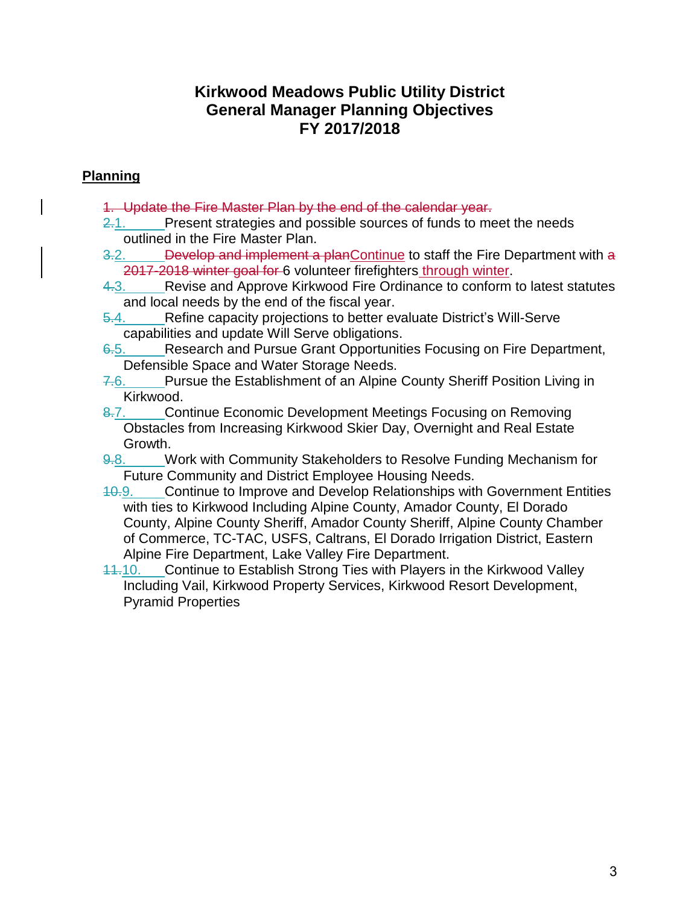# Kirkwood Meadows Public Utility District
# General Manager Planning Objectives
# FY 2017/2018

**Planning**

1. ~~Update the Fire Master Plan by the end of the calendar year.~~
2. ~~2.~~1. Present strategies and possible sources of funds to meet the needs outlined in the Fire Master Plan.
3. ~~3.~~2. ~~Develop and implement a plan~~Continue to staff the Fire Department with ~~a 2017-2018 winter goal for~~ 6 volunteer firefighters through winter.
4. ~~4.~~3. Revise and Approve Kirkwood Fire Ordinance to conform to latest statutes and local needs by the end of the fiscal year.
5. ~~5.~~4. Refine capacity projections to better evaluate District's Will-Serve capabilities and update Will Serve obligations.
6. ~~6.~~5. Research and Pursue Grant Opportunities Focusing on Fire Department, Defensible Space and Water Storage Needs.
7. ~~7.~~6. Pursue the Establishment of an Alpine County Sheriff Position Living in Kirkwood.
8. ~~8.~~7. Continue Economic Development Meetings Focusing on Removing Obstacles from Increasing Kirkwood Skier Day, Overnight and Real Estate Growth.
9. ~~9.~~8. Work with Community Stakeholders to Resolve Funding Mechanism for Future Community and District Employee Housing Needs.
10. ~~10.~~9. Continue to Improve and Develop Relationships with Government Entities with ties to Kirkwood Including Alpine County, Amador County, El Dorado County, Alpine County Sheriff, Amador County Sheriff, Alpine County Chamber of Commerce, TC-TAC, USFS, Caltrans, El Dorado Irrigation District, Eastern Alpine Fire Department, Lake Valley Fire Department.
11. ~~11.~~10. Continue to Establish Strong Ties with Players in the Kirkwood Valley Including Vail, Kirkwood Property Services, Kirkwood Resort Development, Pyramid Properties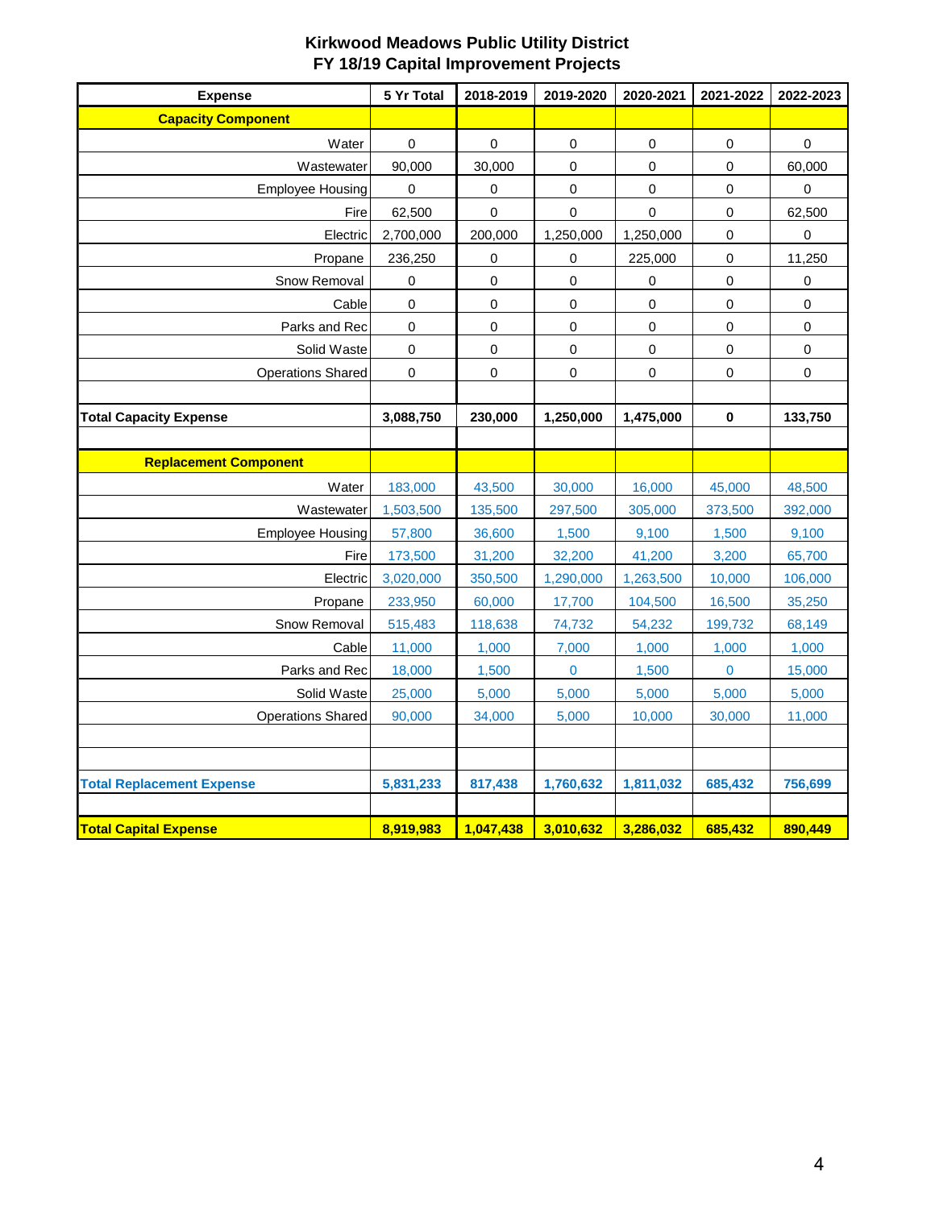# Kirkwood Meadows Public Utility District
## FY 18/19 Capital Improvement Projects

| Expense | 5 Yr Total | 2018-2019 | 2019-2020 | 2020-2021 | 2021-2022 | 2022-2023 |
|---|---|---|---|---|---|---|
| **Capacity Component** | | | | | | |
| Water | 0 | 0 | 0 | 0 | 0 | 0 |
| Wastewater | 90,000 | 30,000 | 0 | 0 | 0 | 60,000 |
| Employee Housing | 0 | 0 | 0 | 0 | 0 | 0 |
| Fire | 62,500 | 0 | 0 | 0 | 0 | 62,500 |
| Electric | 2,700,000 | 200,000 | 1,250,000 | 1,250,000 | 0 | 0 |
| Propane | 236,250 | 0 | 0 | 225,000 | 0 | 11,250 |
| Snow Removal | 0 | 0 | 0 | 0 | 0 | 0 |
| Cable | 0 | 0 | 0 | 0 | 0 | 0 |
| Parks and Rec | 0 | 0 | 0 | 0 | 0 | 0 |
| Solid Waste | 0 | 0 | 0 | 0 | 0 | 0 |
| Operations Shared | 0 | 0 | 0 | 0 | 0 | 0 |
| | | | | | | |
| **Total Capacity Expense** | **3,088,750** | **230,000** | **1,250,000** | **1,475,000** | **0** | **133,750** |
| | | | | | | |
| **Replacement Component** | | | | | | |
| Water | 183,000 | 43,500 | 30,000 | 16,000 | 45,000 | 48,500 |
| Wastewater | 1,503,500 | 135,500 | 297,500 | 305,000 | 373,500 | 392,000 |
| Employee Housing | 57,800 | 36,600 | 1,500 | 9,100 | 1,500 | 9,100 |
| Fire | 173,500 | 31,200 | 32,200 | 41,200 | 3,200 | 65,700 |
| Electric | 3,020,000 | 350,500 | 1,290,000 | 1,263,500 | 10,000 | 106,000 |
| Propane | 233,950 | 60,000 | 17,700 | 104,500 | 16,500 | 35,250 |
| Snow Removal | 515,483 | 118,638 | 74,732 | 54,232 | 199,732 | 68,149 |
| Cable | 11,000 | 1,000 | 7,000 | 1,000 | 1,000 | 1,000 |
| Parks and Rec | 18,000 | 1,500 | 0 | 1,500 | 0 | 15,000 |
| Solid Waste | 25,000 | 5,000 | 5,000 | 5,000 | 5,000 | 5,000 |
| Operations Shared | 90,000 | 34,000 | 5,000 | 10,000 | 30,000 | 11,000 |
| | | | | | | |
| | | | | | | |
| **Total Replacement Expense** | **5,831,233** | **817,438** | **1,760,632** | **1,811,032** | **685,432** | **756,699** |
| | | | | | | |
| **Total Capital Expense** | **8,919,983** | **1,047,438** | **3,010,632** | **3,286,032** | **685,432** | **890,449** |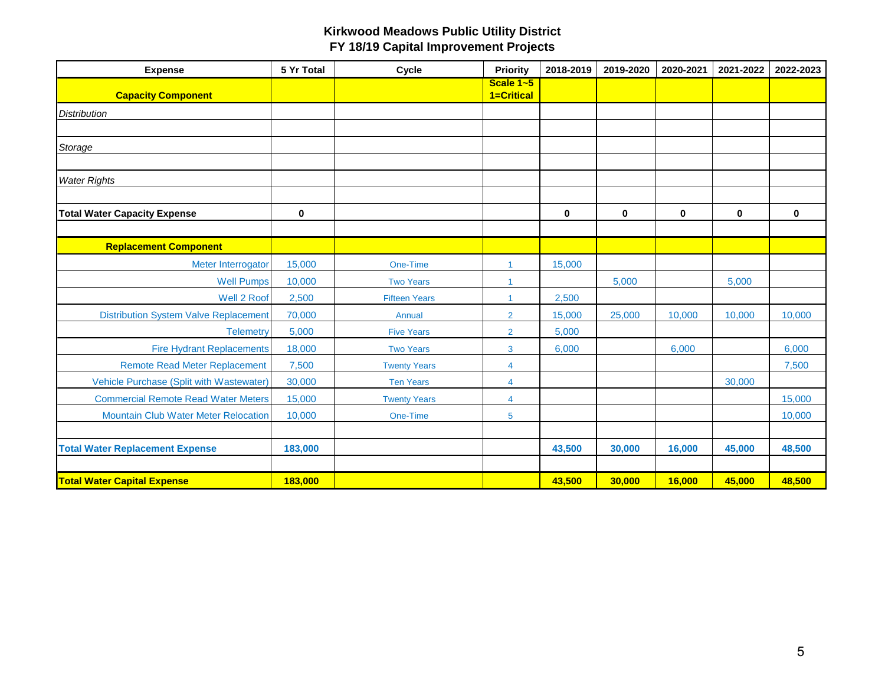**Kirkwood Meadows Public Utility District**
**FY 18/19 Capital Improvement Projects**

| Expense | 5 Yr Total | Cycle | Priority | 2018-2019 | 2019-2020 | 2020-2021 | 2021-2022 | 2022-2023 |
|---|---|---|---|---|---|---|---|---|
| **Capacity Component** | | | **Scale 1~5 1=Critical** | | | | | |
| *Distribution* | | | | | | | | |
| | | | | | | | | |
| *Storage* | | | | | | | | |
| | | | | | | | | |
| *Water Rights* | | | | | | | | |
| | | | | | | | | |
| **Total Water Capacity Expense** | **0** | | | **0** | **0** | **0** | **0** | **0** |
| | | | | | | | | |
| **Replacement Component** | | | | | | | | |
| Meter Interrogator | 15,000 | One-Time | 1 | 15,000 | | | | |
| Well Pumps | 10,000 | Two Years | 1 | | 5,000 | | 5,000 | |
| Well 2 Roof | 2,500 | Fifteen Years | 1 | 2,500 | | | | |
| Distribution System Valve Replacement | 70,000 | Annual | 2 | 15,000 | 25,000 | 10,000 | 10,000 | 10,000 |
| Telemetry | 5,000 | Five Years | 2 | 5,000 | | | | |
| Fire Hydrant Replacements | 18,000 | Two Years | 3 | 6,000 | | 6,000 | | 6,000 |
| Remote Read Meter Replacement | 7,500 | Twenty Years | 4 | | | | | 7,500 |
| Vehicle Purchase (Split with Wastewater) | 30,000 | Ten Years | 4 | | | | 30,000 | |
| Commercial Remote Read Water Meters | 15,000 | Twenty Years | 4 | | | | | 15,000 |
| Mountain Club Water Meter Relocation | 10,000 | One-Time | 5 | | | | | 10,000 |
| | | | | | | | | |
| **Total Water Replacement Expense** | **183,000** | | | **43,500** | **30,000** | **16,000** | **45,000** | **48,500** |
| | | | | | | | | |
| **Total Water Capital Expense** | **183,000** | | | **43,500** | **30,000** | **16,000** | **45,000** | **48,500** |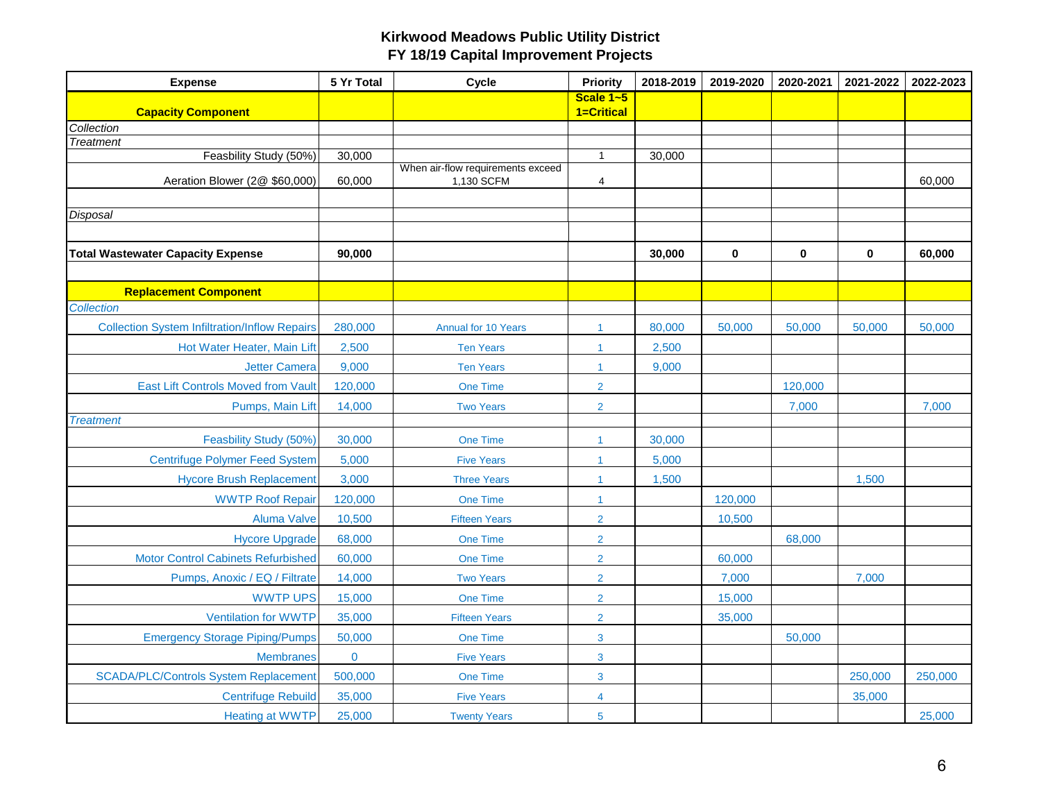## Kirkwood Meadows Public Utility District
## FY 18/19 Capital Improvement Projects

| Expense | 5 Yr Total | Cycle | Priority | 2018-2019 | 2019-2020 | 2020-2021 | 2021-2022 | 2022-2023 |
|---|---|---|---|---|---|---|---|---|
| **Capacity Component** | | | **Scale 1~5 1=Critical** | | | | | |
| *Collection* | | | | | | | | |
| *Treatment* | | | | | | | | |
| Feasbility Study (50%) | 30,000 | | 1 | 30,000 | | | | |
| Aeration Blower (2@ $60,000) | 60,000 | When air-flow requirements exceed 1,130 SCFM | 4 | | | | | 60,000 |
| | | | | | | | | |
| *Disposal* | | | | | | | | |
| | | | | | | | | |
| **Total Wastewater Capacity Expense** | **90,000** | | | **30,000** | **0** | **0** | **0** | **60,000** |
| | | | | | | | | |
| **Replacement Component** | | | | | | | | |
| *Collection* | | | | | | | | |
| Collection System Infiltration/Inflow Repairs | 280,000 | Annual for 10 Years | 1 | 80,000 | 50,000 | 50,000 | 50,000 | 50,000 |
| Hot Water Heater, Main Lift | 2,500 | Ten Years | 1 | 2,500 | | | | |
| Jetter Camera | 9,000 | Ten Years | 1 | 9,000 | | | | |
| East Lift Controls Moved from Vault | 120,000 | One Time | 2 | | | 120,000 | | |
| Pumps, Main Lift | 14,000 | Two Years | 2 | | | 7,000 | | 7,000 |
| *Treatment* | | | | | | | | |
| Feasbility Study (50%) | 30,000 | One Time | 1 | 30,000 | | | | |
| Centrifuge Polymer Feed System | 5,000 | Five Years | 1 | 5,000 | | | | |
| Hycore Brush Replacement | 3,000 | Three Years | 1 | 1,500 | | | 1,500 | |
| WWTP Roof Repair | 120,000 | One Time | 1 | | 120,000 | | | |
| Aluma Valve | 10,500 | Fifteen Years | 2 | | 10,500 | | | |
| Hycore Upgrade | 68,000 | One Time | 2 | | | 68,000 | | |
| Motor Control Cabinets Refurbished | 60,000 | One Time | 2 | | 60,000 | | | |
| Pumps, Anoxic / EQ / Filtrate | 14,000 | Two Years | 2 | | 7,000 | | 7,000 | |
| WWTP UPS | 15,000 | One Time | 2 | | 15,000 | | | |
| Ventilation for WWTP | 35,000 | Fifteen Years | 2 | | 35,000 | | | |
| Emergency Storage Piping/Pumps | 50,000 | One Time | 3 | | | 50,000 | | |
| Membranes | 0 | Five Years | 3 | | | | | |
| SCADA/PLC/Controls System Replacement | 500,000 | One Time | 3 | | | | 250,000 | 250,000 |
| Centrifuge Rebuild | 35,000 | Five Years | 4 | | | | 35,000 | |
| Heating at WWTP | 25,000 | Twenty Years | 5 | | | | | 25,000 |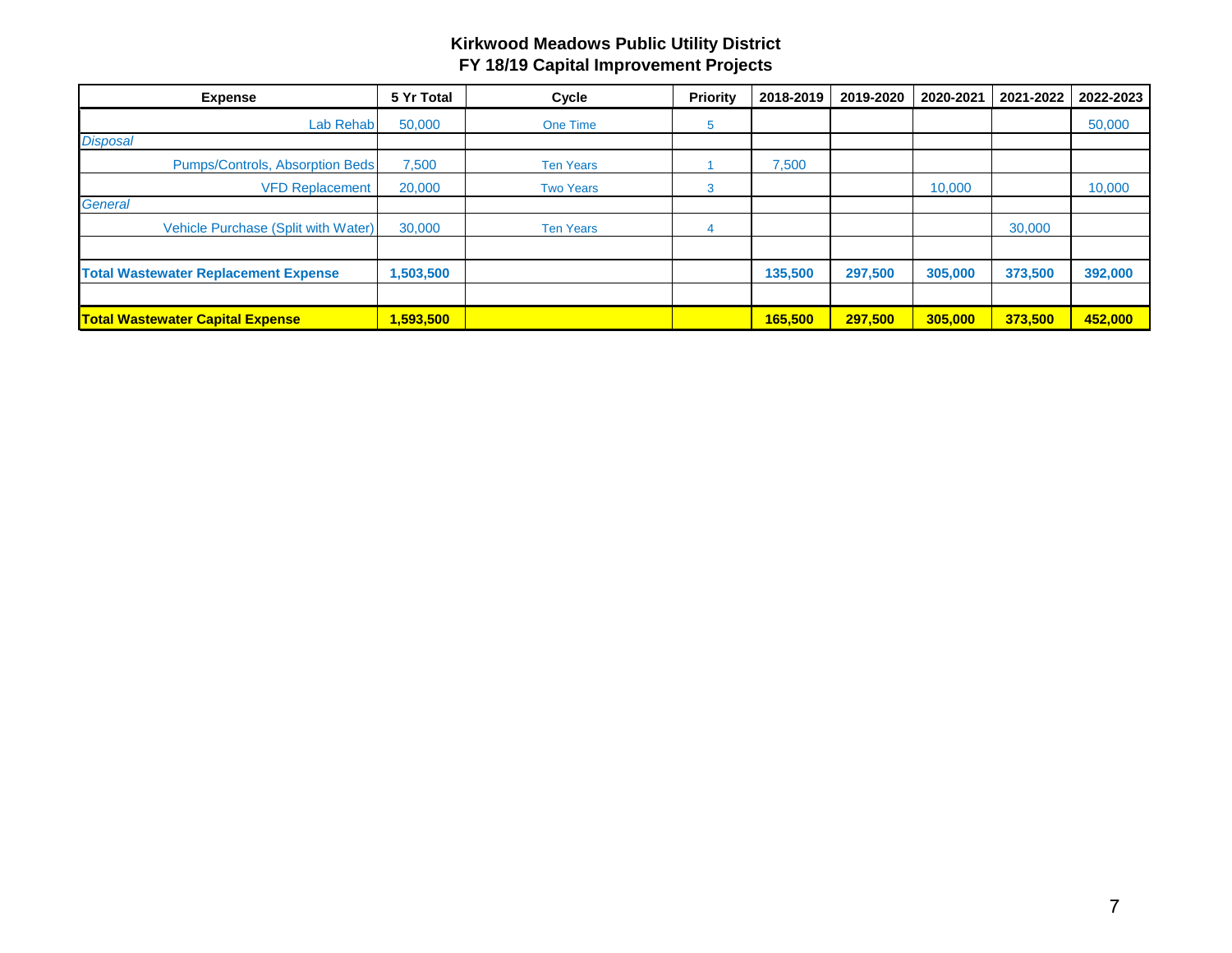## Kirkwood Meadows Public Utility District
## FY 18/19 Capital Improvement Projects

| Expense | 5 Yr Total | Cycle | Priority | 2018-2019 | 2019-2020 | 2020-2021 | 2021-2022 | 2022-2023 |
|---|---|---|---|---|---|---|---|---|
| Lab Rehab | 50,000 | One Time | 5 | | | | | 50,000 |
| *Disposal* | | | | | | | | |
| Pumps/Controls, Absorption Beds | 7,500 | Ten Years | 1 | 7,500 | | | | |
| VFD Replacement | 20,000 | Two Years | 3 | | | 10,000 | | 10,000 |
| *General* | | | | | | | | |
| Vehicle Purchase (Split with Water) | 30,000 | Ten Years | 4 | | | | 30,000 | |
| | | | | | | | | |
| **Total Wastewater Replacement Expense** | **1,503,500** | | | **135,500** | **297,500** | **305,000** | **373,500** | **392,000** |
| | | | | | | | | |
| **Total Wastewater Capital Expense** | **1,593,500** | | | **165,500** | **297,500** | **305,000** | **373,500** | **452,000** |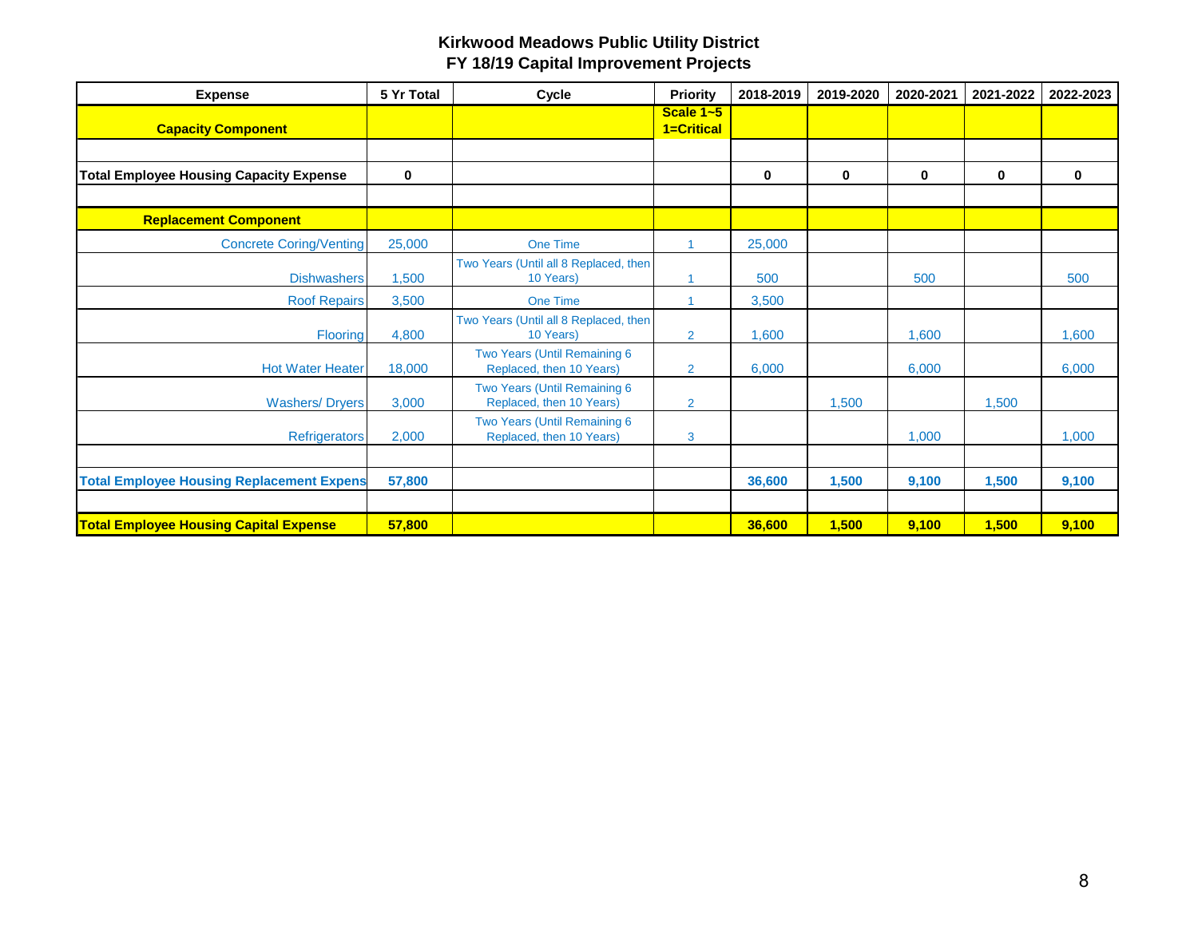# Kirkwood Meadows Public Utility District
## FY 18/19 Capital Improvement Projects

| Expense | 5 Yr Total | Cycle | Priority | 2018-2019 | 2019-2020 | 2020-2021 | 2021-2022 | 2022-2023 |
|---|---|---|---|---|---|---|---|---|
| **Capacity Component** | | | **Scale 1~5 1=Critical** | | | | | |
| | | | | | | | | |
| **Total Employee Housing Capacity Expense** | **0** | | | **0** | **0** | **0** | **0** | **0** |
| | | | | | | | | |
| **Replacement Component** | | | | | | | | |
| Concrete Coring/Venting | 25,000 | One Time | 1 | 25,000 | | | | |
| Dishwashers | 1,500 | Two Years (Until all 8 Replaced, then 10 Years) | 1 | 500 | | 500 | | 500 |
| Roof Repairs | 3,500 | One Time | 1 | 3,500 | | | | |
| Flooring | 4,800 | Two Years (Until all 8 Replaced, then 10 Years) | 2 | 1,600 | | 1,600 | | 1,600 |
| Hot Water Heater | 18,000 | Two Years (Until Remaining 6 Replaced, then 10 Years) | 2 | 6,000 | | 6,000 | | 6,000 |
| Washers/ Dryers | 3,000 | Two Years (Until Remaining 6 Replaced, then 10 Years) | 2 | | 1,500 | | 1,500 | |
| Refrigerators | 2,000 | Two Years (Until Remaining 6 Replaced, then 10 Years) | 3 | | | 1,000 | | 1,000 |
| | | | | | | | | |
| **Total Employee Housing Replacement Expens** | **57,800** | | | **36,600** | **1,500** | **9,100** | **1,500** | **9,100** |
| | | | | | | | | |
| **Total Employee Housing Capital Expense** | **57,800** | | | **36,600** | **1,500** | **9,100** | **1,500** | **9,100** |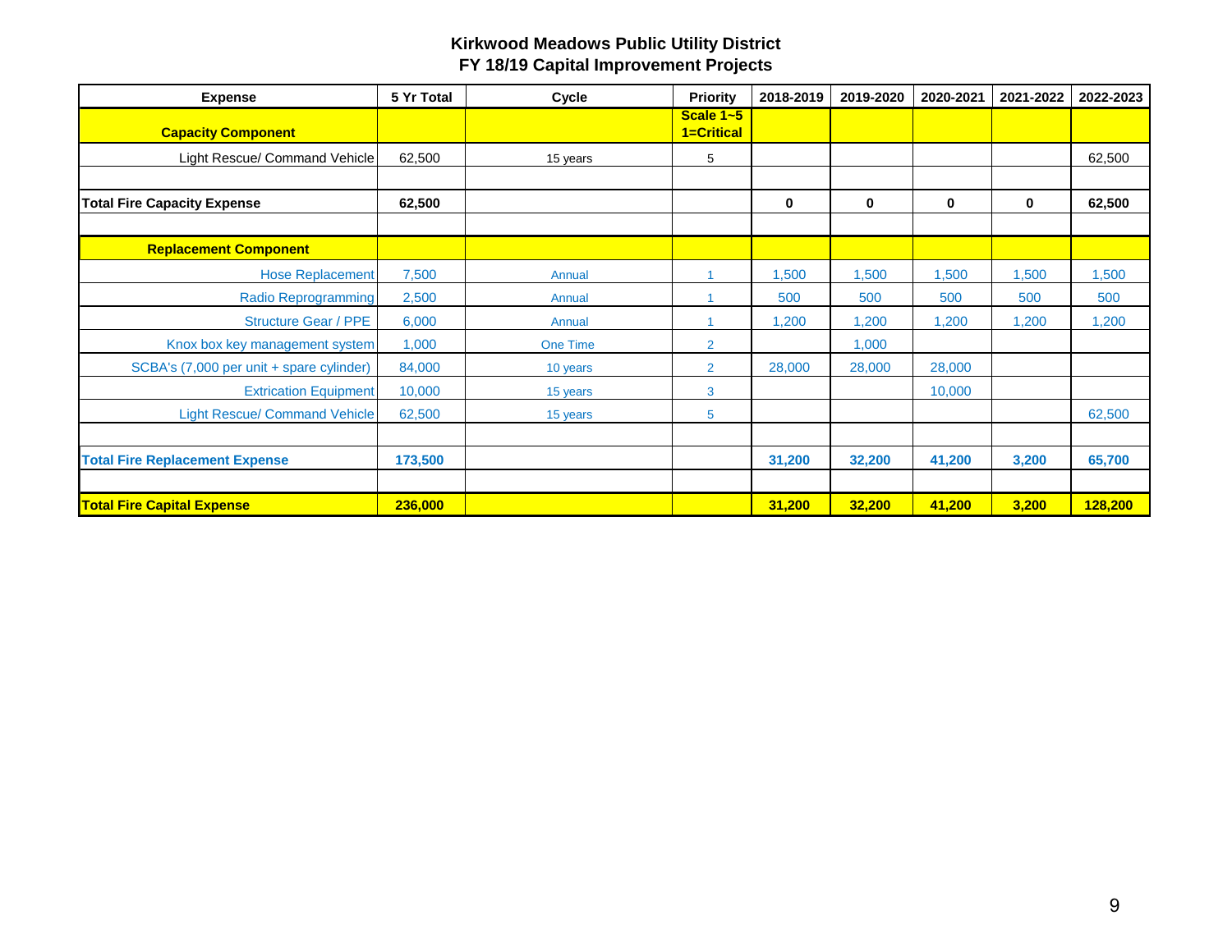## Kirkwood Meadows Public Utility District
## FY 18/19 Capital Improvement Projects

| Expense | 5 Yr Total | Cycle | Priority | 2018-2019 | 2019-2020 | 2020-2021 | 2021-2022 | 2022-2023 |
|---|---|---|---|---|---|---|---|---|
| **Capacity Component** | | | **Scale 1~5 1=Critical** | | | | | |
| Light Rescue/ Command Vehicle | 62,500 | 15 years | 5 | | | | | 62,500 |
| | | | | | | | | |
| **Total Fire Capacity Expense** | **62,500** | | | **0** | **0** | **0** | **0** | **62,500** |
| | | | | | | | | |
| **Replacement Component** | | | | | | | | |
| Hose Replacement | 7,500 | Annual | 1 | 1,500 | 1,500 | 1,500 | 1,500 | 1,500 |
| Radio Reprogramming | 2,500 | Annual | 1 | 500 | 500 | 500 | 500 | 500 |
| Structure Gear / PPE | 6,000 | Annual | 1 | 1,200 | 1,200 | 1,200 | 1,200 | 1,200 |
| Knox box key management system | 1,000 | One Time | 2 | | 1,000 | | | |
| SCBA's (7,000 per unit + spare cylinder) | 84,000 | 10 years | 2 | 28,000 | 28,000 | 28,000 | | |
| Extrication Equipment | 10,000 | 15 years | 3 | | | 10,000 | | |
| Light Rescue/ Command Vehicle | 62,500 | 15 years | 5 | | | | | 62,500 |
| | | | | | | | | |
| **Total Fire Replacement Expense** | **173,500** | | | **31,200** | **32,200** | **41,200** | **3,200** | **65,700** |
| | | | | | | | | |
| **Total Fire Capital Expense** | **236,000** | | | **31,200** | **32,200** | **41,200** | **3,200** | **128,200** |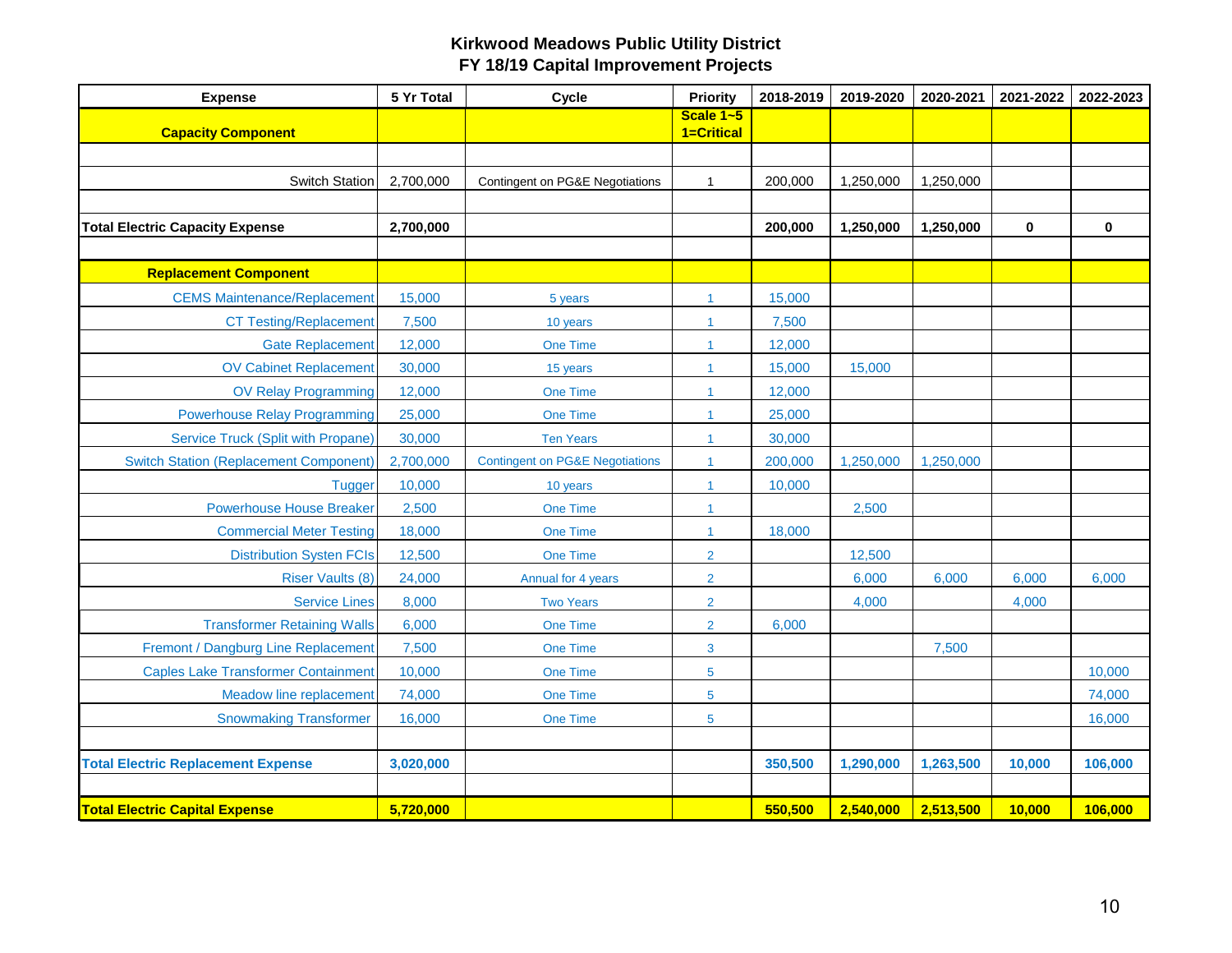# Kirkwood Meadows Public Utility District
## FY 18/19 Capital Improvement Projects

| Expense | 5 Yr Total | Cycle | Priority | 2018-2019 | 2019-2020 | 2020-2021 | 2021-2022 | 2022-2023 |
|---|---|---|---|---|---|---|---|---|
| **Capacity Component** | | | **Scale 1~5 1=Critical** | | | | | |
| | | | | | | | | |
| Switch Station | 2,700,000 | Contingent on PG&E Negotiations | 1 | 200,000 | 1,250,000 | 1,250,000 | | |
| | | | | | | | | |
| **Total Electric Capacity Expense** | **2,700,000** | | | **200,000** | **1,250,000** | **1,250,000** | **0** | **0** |
| | | | | | | | | |
| **Replacement Component** | | | | | | | | |
| CEMS Maintenance/Replacement | 15,000 | 5 years | 1 | 15,000 | | | | |
| CT Testing/Replacement | 7,500 | 10 years | 1 | 7,500 | | | | |
| Gate Replacement | 12,000 | One Time | 1 | 12,000 | | | | |
| OV Cabinet Replacement | 30,000 | 15 years | 1 | 15,000 | 15,000 | | | |
| OV Relay Programming | 12,000 | One Time | 1 | 12,000 | | | | |
| Powerhouse Relay Programming | 25,000 | One Time | 1 | 25,000 | | | | |
| Service Truck (Split with Propane) | 30,000 | Ten Years | 1 | 30,000 | | | | |
| Switch Station (Replacement Component) | 2,700,000 | Contingent on PG&E Negotiations | 1 | 200,000 | 1,250,000 | 1,250,000 | | |
| Tugger | 10,000 | 10 years | 1 | 10,000 | | | | |
| Powerhouse House Breaker | 2,500 | One Time | 1 | | 2,500 | | | |
| Commercial Meter Testing | 18,000 | One Time | 1 | 18,000 | | | | |
| Distribution Systen FCIs | 12,500 | One Time | 2 | | 12,500 | | | |
| Riser Vaults (8) | 24,000 | Annual for 4 years | 2 | | 6,000 | 6,000 | 6,000 | 6,000 |
| Service Lines | 8,000 | Two Years | 2 | | 4,000 | | 4,000 | |
| Transformer Retaining Walls | 6,000 | One Time | 2 | 6,000 | | | | |
| Fremont / Dangburg Line Replacement | 7,500 | One Time | 3 | | | 7,500 | | |
| Caples Lake Transformer Containment | 10,000 | One Time | 5 | | | | | 10,000 |
| Meadow line replacement | 74,000 | One Time | 5 | | | | | 74,000 |
| Snowmaking Transformer | 16,000 | One Time | 5 | | | | | 16,000 |
| | | | | | | | | |
| **Total Electric Replacement Expense** | **3,020,000** | | | **350,500** | **1,290,000** | **1,263,500** | **10,000** | **106,000** |
| | | | | | | | | |
| **Total Electric Capital Expense** | **5,720,000** | | | **550,500** | **2,540,000** | **2,513,500** | **10,000** | **106,000** |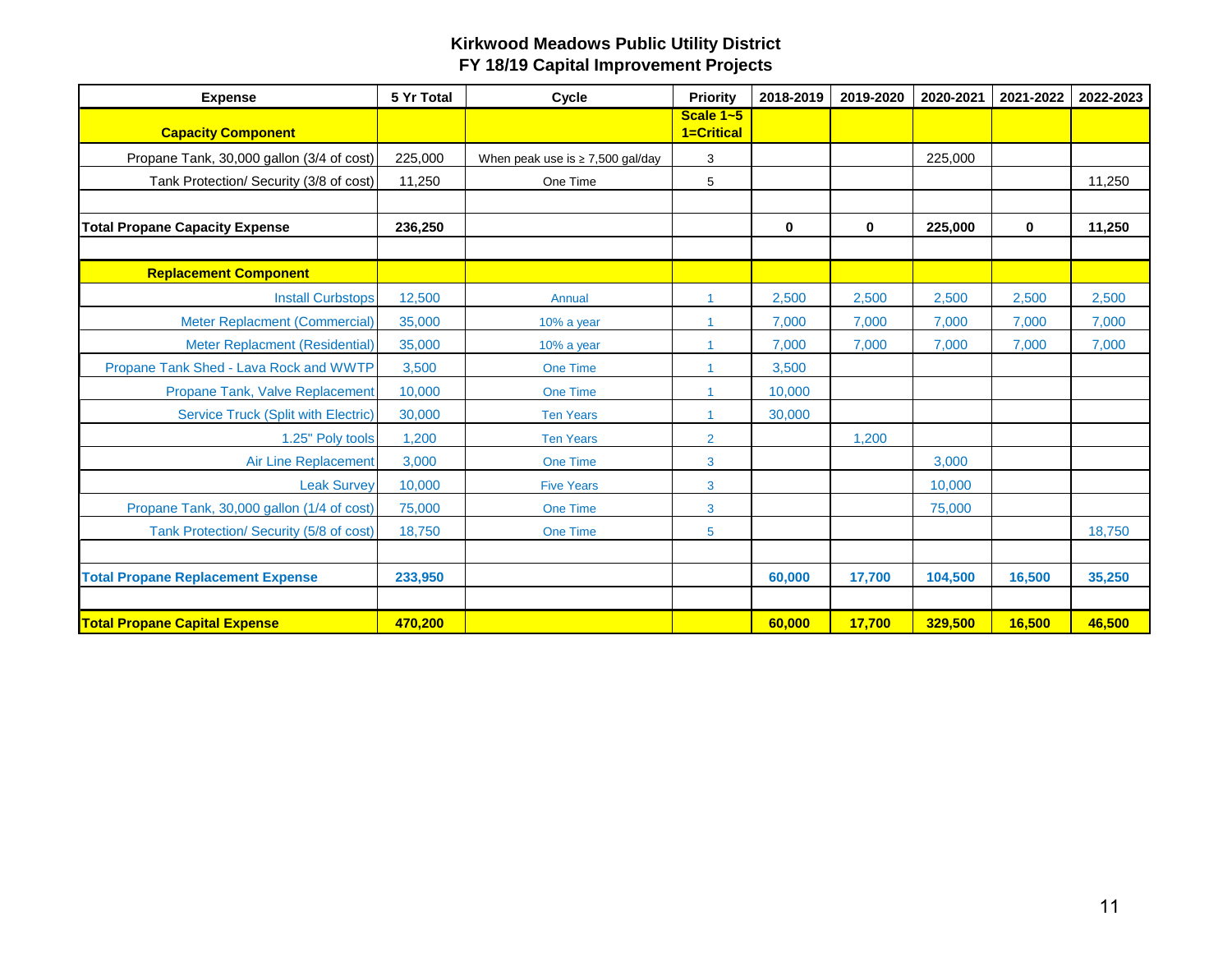## Kirkwood Meadows Public Utility District
## FY 18/19 Capital Improvement Projects

| Expense | 5 Yr Total | Cycle | Priority | 2018-2019 | 2019-2020 | 2020-2021 | 2021-2022 | 2022-2023 |
|---|---|---|---|---|---|---|---|---|
| **Capacity Component** | | | **Scale 1~5 1=Critical** | | | | | |
| Propane Tank, 30,000 gallon (3/4 of cost) | 225,000 | When peak use is ≥ 7,500 gal/day | 3 | | | 225,000 | | |
| Tank Protection/ Security (3/8 of cost) | 11,250 | One Time | 5 | | | | | 11,250 |
| | | | | | | | | |
| **Total Propane Capacity Expense** | **236,250** | | | **0** | **0** | **225,000** | **0** | **11,250** |
| | | | | | | | | |
| **Replacement Component** | | | | | | | | |
| Install Curbstops | 12,500 | Annual | 1 | 2,500 | 2,500 | 2,500 | 2,500 | 2,500 |
| Meter Replacment (Commercial) | 35,000 | 10% a year | 1 | 7,000 | 7,000 | 7,000 | 7,000 | 7,000 |
| Meter Replacment (Residential) | 35,000 | 10% a year | 1 | 7,000 | 7,000 | 7,000 | 7,000 | 7,000 |
| Propane Tank Shed - Lava Rock and WWTP | 3,500 | One Time | 1 | 3,500 | | | | |
| Propane Tank, Valve Replacement | 10,000 | One Time | 1 | 10,000 | | | | |
| Service Truck (Split with Electric) | 30,000 | Ten Years | 1 | 30,000 | | | | |
| 1.25" Poly tools | 1,200 | Ten Years | 2 | | 1,200 | | | |
| Air Line Replacement | 3,000 | One Time | 3 | | | 3,000 | | |
| Leak Survey | 10,000 | Five Years | 3 | | | 10,000 | | |
| Propane Tank, 30,000 gallon (1/4 of cost) | 75,000 | One Time | 3 | | | 75,000 | | |
| Tank Protection/ Security (5/8 of cost) | 18,750 | One Time | 5 | | | | | 18,750 |
| | | | | | | | | |
| **Total Propane Replacement Expense** | **233,950** | | | **60,000** | **17,700** | **104,500** | **16,500** | **35,250** |
| | | | | | | | | |
| **Total Propane Capital Expense** | **470,200** | | | **60,000** | **17,700** | **329,500** | **16,500** | **46,500** |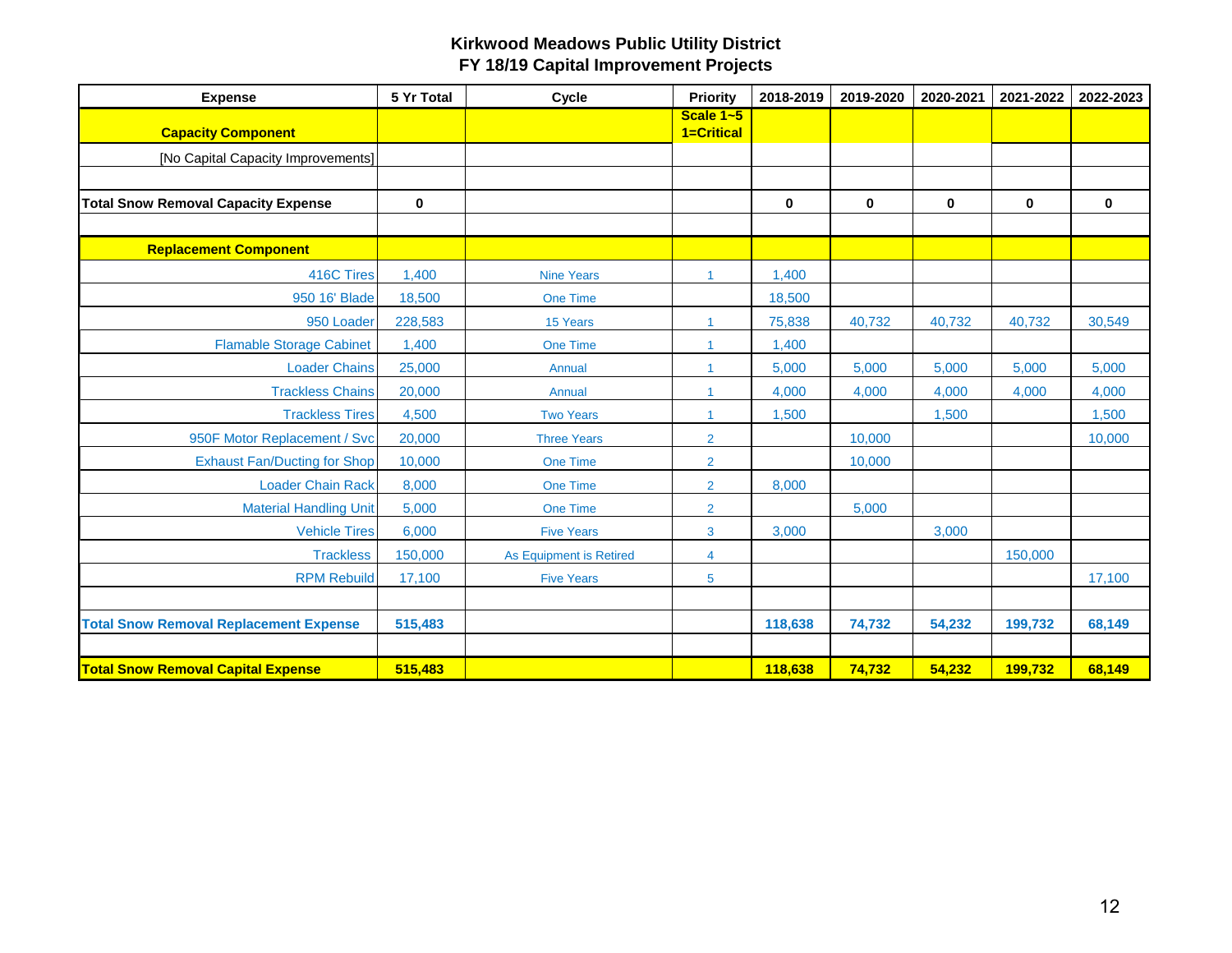# Kirkwood Meadows Public Utility District
## FY 18/19 Capital Improvement Projects

| Expense | 5 Yr Total | Cycle | Priority | 2018-2019 | 2019-2020 | 2020-2021 | 2021-2022 | 2022-2023 |
|---|---|---|---|---|---|---|---|---|
| **Capacity Component** | | | **Scale 1~5 1=Critical** | | | | | |
| [No Capital Capacity Improvements] | | | | | | | | |
| | | | | | | | | |
| **Total Snow Removal Capacity Expense** | **0** | | | **0** | **0** | **0** | **0** | **0** |
| | | | | | | | | |
| **Replacement Component** | | | | | | | | |
| 416C Tires | 1,400 | Nine Years | 1 | 1,400 | | | | |
| 950 16' Blade | 18,500 | One Time | | 18,500 | | | | |
| 950 Loader | 228,583 | 15 Years | 1 | 75,838 | 40,732 | 40,732 | 40,732 | 30,549 |
| Flamable Storage Cabinet | 1,400 | One Time | 1 | 1,400 | | | | |
| Loader Chains | 25,000 | Annual | 1 | 5,000 | 5,000 | 5,000 | 5,000 | 5,000 |
| Trackless Chains | 20,000 | Annual | 1 | 4,000 | 4,000 | 4,000 | 4,000 | 4,000 |
| Trackless Tires | 4,500 | Two Years | 1 | 1,500 | | 1,500 | | 1,500 |
| 950F Motor Replacement / Svc | 20,000 | Three Years | 2 | | 10,000 | | | 10,000 |
| Exhaust Fan/Ducting for Shop | 10,000 | One Time | 2 | | 10,000 | | | |
| Loader Chain Rack | 8,000 | One Time | 2 | 8,000 | | | | |
| Material Handling Unit | 5,000 | One Time | 2 | | 5,000 | | | |
| Vehicle Tires | 6,000 | Five Years | 3 | 3,000 | | 3,000 | | |
| Trackless | 150,000 | As Equipment is Retired | 4 | | | | 150,000 | |
| RPM Rebuild | 17,100 | Five Years | 5 | | | | | 17,100 |
| | | | | | | | | |
| **Total Snow Removal Replacement Expense** | **515,483** | | | **118,638** | **74,732** | **54,232** | **199,732** | **68,149** |
| | | | | | | | | |
| **Total Snow Removal Capital Expense** | **515,483** | | | **118,638** | **74,732** | **54,232** | **199,732** | **68,149** |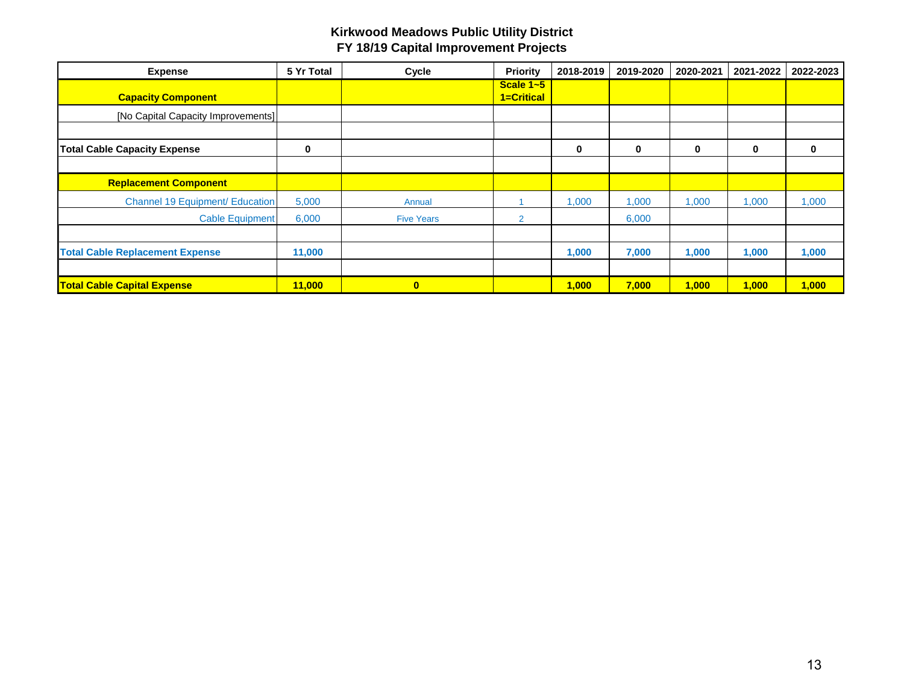# Kirkwood Meadows Public Utility District
## FY 18/19 Capital Improvement Projects

| Expense | 5 Yr Total | Cycle | Priority | 2018-2019 | 2019-2020 | 2020-2021 | 2021-2022 | 2022-2023 |
|---|---|---|---|---|---|---|---|---|
| **Capacity Component** | | | **Scale 1~5 1=Critical** | | | | | |
| [No Capital Capacity Improvements] | | | | | | | | |
| | | | | | | | | |
| **Total Cable Capacity Expense** | **0** | | | **0** | **0** | **0** | **0** | **0** |
| | | | | | | | | |
| **Replacement Component** | | | | | | | | |
| Channel 19 Equipment/ Education | 5,000 | Annual | 1 | 1,000 | 1,000 | 1,000 | 1,000 | 1,000 |
| Cable Equipment | 6,000 | Five Years | 2 | | 6,000 | | | |
| | | | | | | | | |
| **Total Cable Replacement Expense** | **11,000** | | | **1,000** | **7,000** | **1,000** | **1,000** | **1,000** |
| | | | | | | | | |
| **Total Cable Capital Expense** | **11,000** | **0** | | **1,000** | **7,000** | **1,000** | **1,000** | **1,000** |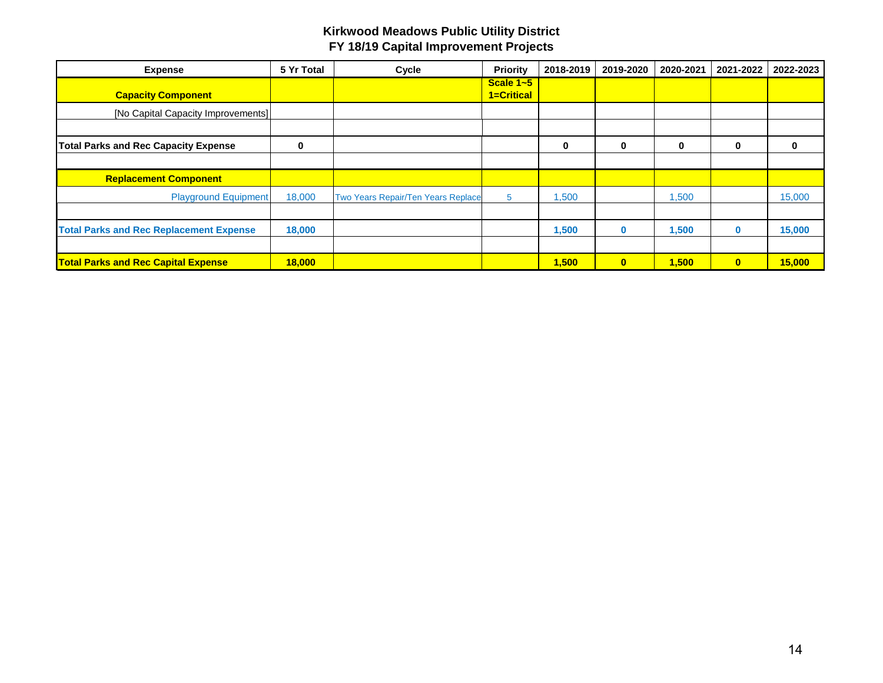## Kirkwood Meadows Public Utility District
## FY 18/19 Capital Improvement Projects

| Expense | 5 Yr Total | Cycle | Priority | 2018-2019 | 2019-2020 | 2020-2021 | 2021-2022 | 2022-2023 |
|---|---|---|---|---|---|---|---|---|
| **Capacity Component** | | | **Scale 1~5 1=Critical** | | | | | |
| [No Capital Capacity Improvements] | | | | | | | | |
| | | | | | | | | |
| **Total Parks and Rec Capacity Expense** | **0** | | | **0** | **0** | **0** | **0** | **0** |
| | | | | | | | | |
| **Replacement Component** | | | | | | | | |
| Playground Equipment | 18,000 | Two Years Repair/Ten Years Replace | 5 | 1,500 | | 1,500 | | 15,000 |
| | | | | | | | | |
| **Total Parks and Rec Replacement Expense** | **18,000** | | | **1,500** | **0** | **1,500** | **0** | **15,000** |
| | | | | | | | | |
| **Total Parks and Rec Capital Expense** | **18,000** | | | **1,500** | **0** | **1,500** | **0** | **15,000** |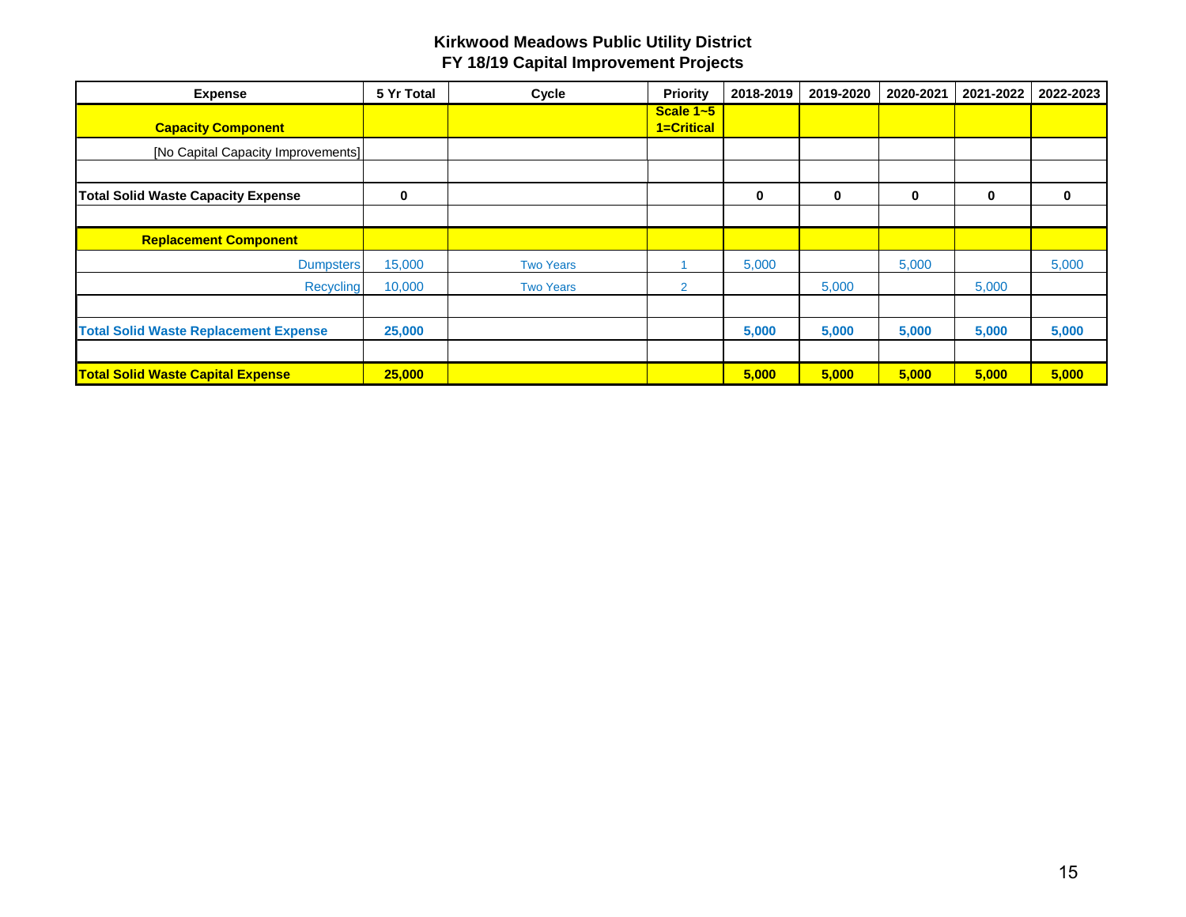# Kirkwood Meadows Public Utility District
## FY 18/19 Capital Improvement Projects

| Expense | 5 Yr Total | Cycle | Priority | 2018-2019 | 2019-2020 | 2020-2021 | 2021-2022 | 2022-2023 |
|---|---|---|---|---|---|---|---|---|
| **Capacity Component** | | | **Scale 1~5 1=Critical** | | | | | |
| [No Capital Capacity Improvements] | | | | | | | | |
| | | | | | | | | |
| **Total Solid Waste Capacity Expense** | **0** | | | **0** | **0** | **0** | **0** | **0** |
| | | | | | | | | |
| **Replacement Component** | | | | | | | | |
| Dumpsters | 15,000 | Two Years | 1 | 5,000 | | 5,000 | | 5,000 |
| Recycling | 10,000 | Two Years | 2 | | 5,000 | | 5,000 | |
| | | | | | | | | |
| **Total Solid Waste Replacement Expense** | **25,000** | | | **5,000** | **5,000** | **5,000** | **5,000** | **5,000** |
| | | | | | | | | |
| **Total Solid Waste Capital Expense** | **25,000** | | | **5,000** | **5,000** | **5,000** | **5,000** | **5,000** |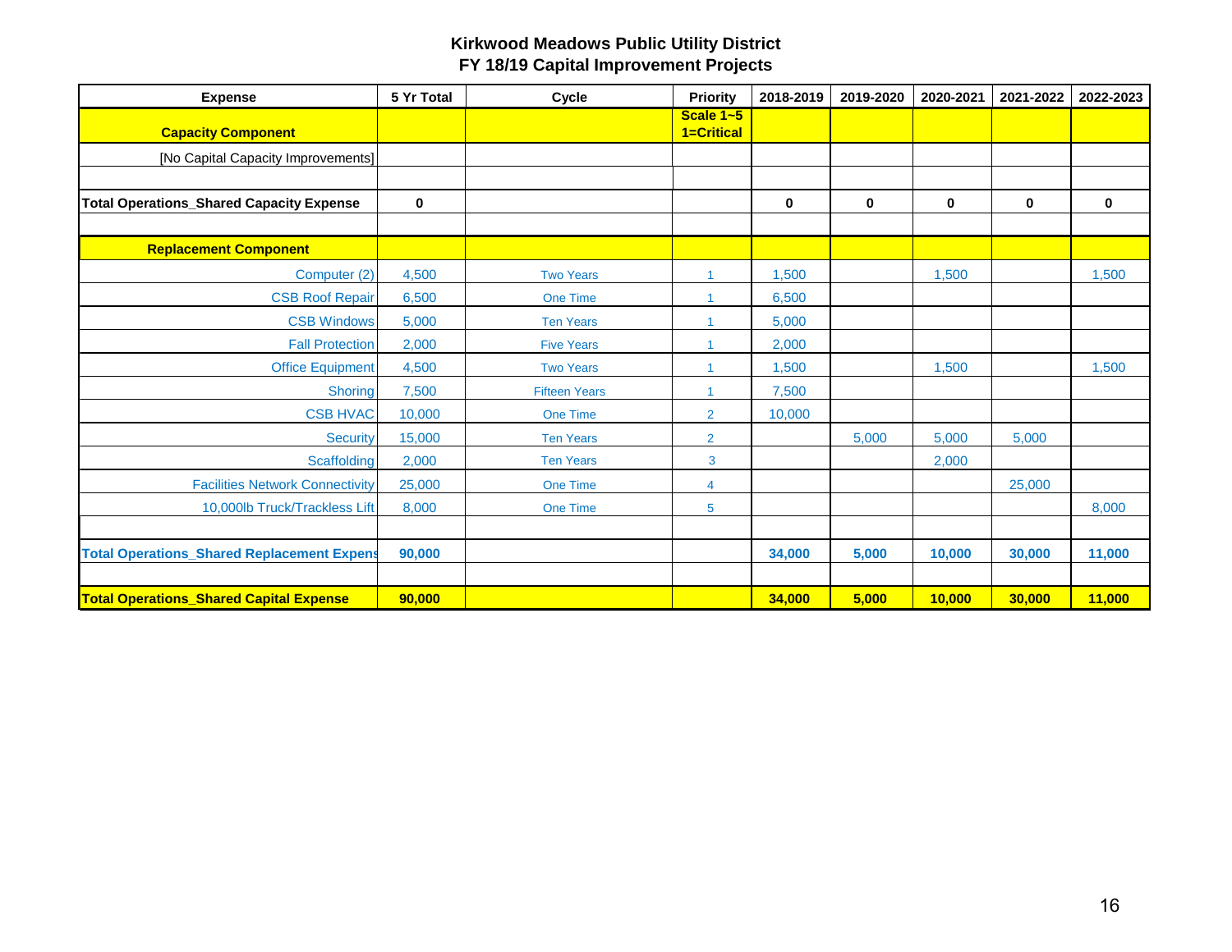## Kirkwood Meadows Public Utility District
## FY 18/19 Capital Improvement Projects

| Expense | 5 Yr Total | Cycle | Priority | 2018-2019 | 2019-2020 | 2020-2021 | 2021-2022 | 2022-2023 |
|---|---|---|---|---|---|---|---|---|
| **Capacity Component** | | | **Scale 1~5 1=Critical** | | | | | |
| [No Capital Capacity Improvements] | | | | | | | | |
| | | | | | | | | |
| **Total Operations_Shared Capacity Expense** | **0** | | | **0** | **0** | **0** | **0** | **0** |
| | | | | | | | | |
| **Replacement Component** | | | | | | | | |
| Computer (2) | 4,500 | Two Years | 1 | 1,500 | | 1,500 | | 1,500 |
| CSB Roof Repair | 6,500 | One Time | 1 | 6,500 | | | | |
| CSB Windows | 5,000 | Ten Years | 1 | 5,000 | | | | |
| Fall Protection | 2,000 | Five Years | 1 | 2,000 | | | | |
| Office Equipment | 4,500 | Two Years | 1 | 1,500 | | 1,500 | | 1,500 |
| Shoring | 7,500 | Fifteen Years | 1 | 7,500 | | | | |
| CSB HVAC | 10,000 | One Time | 2 | 10,000 | | | | |
| Security | 15,000 | Ten Years | 2 | | 5,000 | 5,000 | 5,000 | |
| Scaffolding | 2,000 | Ten Years | 3 | | | 2,000 | | |
| Facilities Network Connectivity | 25,000 | One Time | 4 | | | | 25,000 | |
| 10,000lb Truck/Trackless Lift | 8,000 | One Time | 5 | | | | | 8,000 |
| | | | | | | | | |
| **Total Operations_Shared Replacement Expens** | **90,000** | | | **34,000** | **5,000** | **10,000** | **30,000** | **11,000** |
| | | | | | | | | |
| **Total Operations_Shared Capital Expense** | **90,000** | | | **34,000** | **5,000** | **10,000** | **30,000** | **11,000** |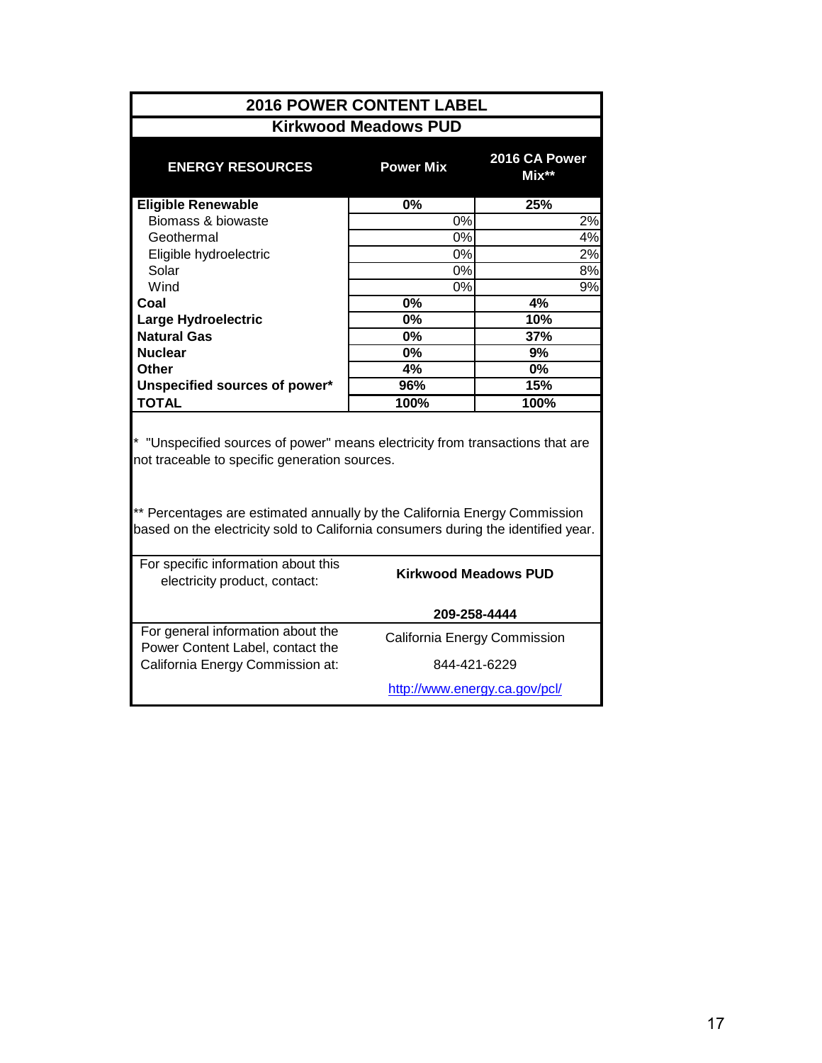## 2016 POWER CONTENT LABEL

### Kirkwood Meadows PUD

| ENERGY RESOURCES | Power Mix | 2016 CA Power Mix** |
|---|---|---|
| **Eligible Renewable** | **0%** | **25%** |
| Biomass & biowaste | 0% | 2% |
| Geothermal | 0% | 4% |
| Eligible hydroelectric | 0% | 2% |
| Solar | 0% | 8% |
| Wind | 0% | 9% |
| **Coal** | **0%** | **4%** |
| **Large Hydroelectric** | **0%** | **10%** |
| **Natural Gas** | **0%** | **37%** |
| **Nuclear** | **0%** | **9%** |
| **Other** | **4%** | **0%** |
| **Unspecified sources of power*** | **96%** | **15%** |
| **TOTAL** | **100%** | **100%** |

* "Unspecified sources of power" means electricity from transactions that are not traceable to specific generation sources.

** Percentages are estimated annually by the California Energy Commission based on the electricity sold to California consumers during the identified year.

| | |
|---|---|
| For specific information about this electricity product, contact: | **Kirkwood Meadows PUD**<br>**209-258-4444** |
| For general information about the Power Content Label, contact the California Energy Commission at: | California Energy Commission<br>844-421-6229<br>http://www.energy.ca.gov/pcl/ |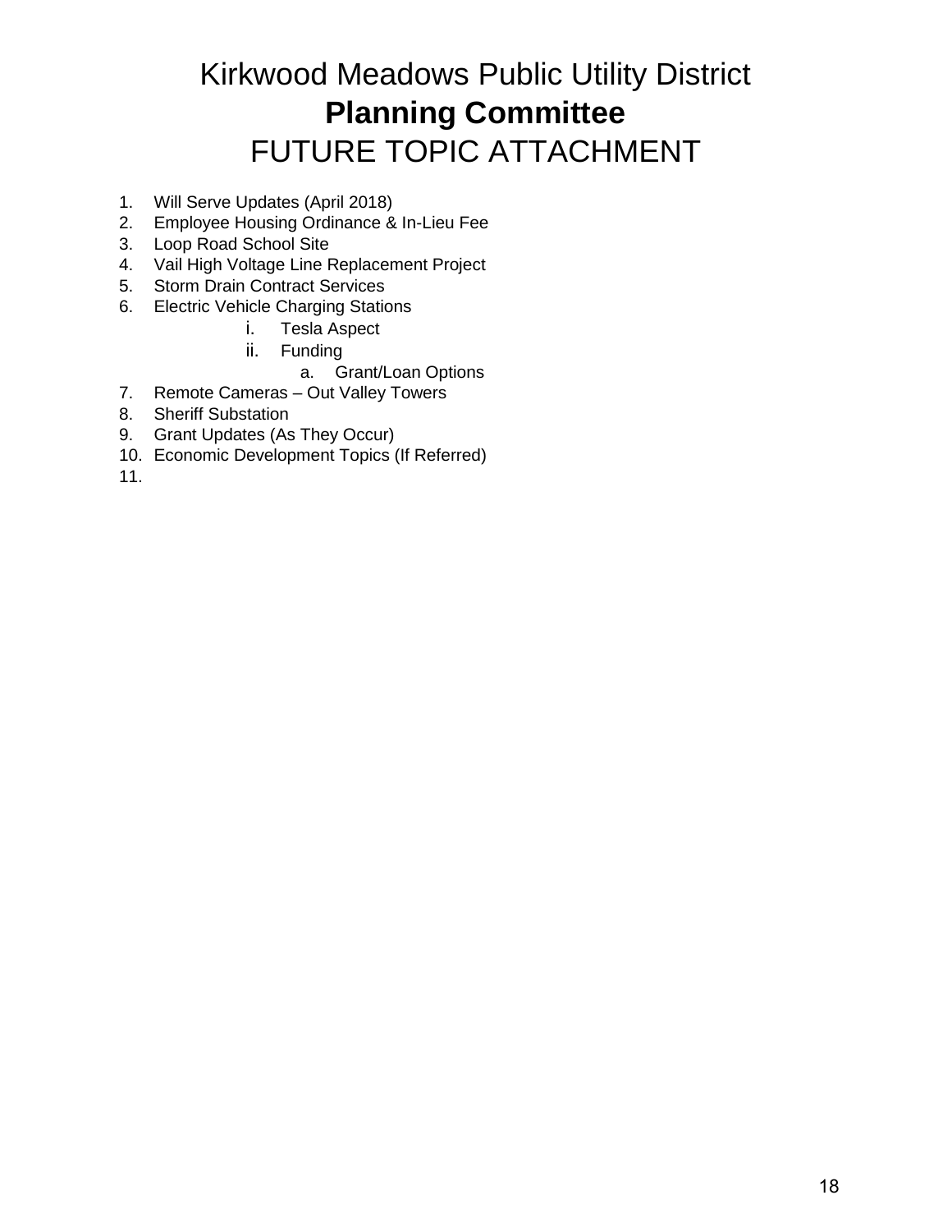# Kirkwood Meadows Public Utility District

## Planning Committee

## FUTURE TOPIC ATTACHMENT

1. Will Serve Updates (April 2018)
2. Employee Housing Ordinance & In-Lieu Fee
3. Loop Road School Site
4. Vail High Voltage Line Replacement Project
5. Storm Drain Contract Services
6. Electric Vehicle Charging Stations
   - i. Tesla Aspect
   - ii. Funding
     - a. Grant/Loan Options
7. Remote Cameras – Out Valley Towers
8. Sheriff Substation
9. Grant Updates (As They Occur)
10. Economic Development Topics (If Referred)
11.